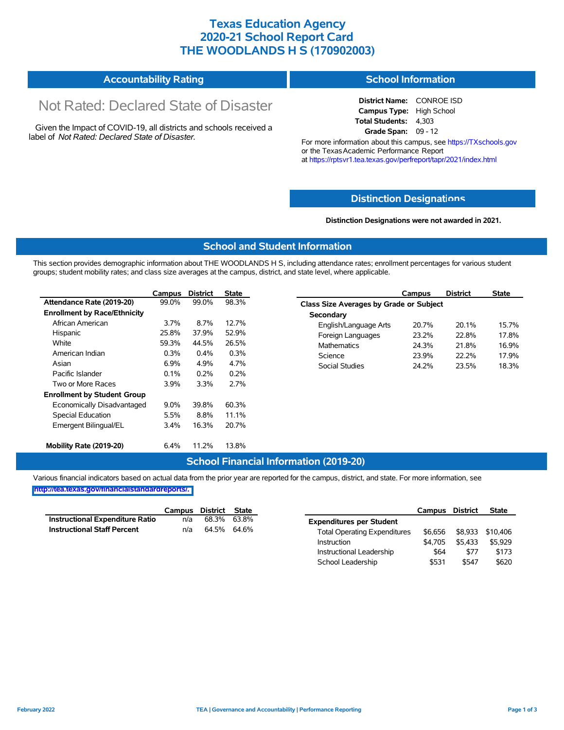# Texas Education Agency
# 2020-21 School Report Card
# THE WOODLANDS H S (170902003)

## Accountability Rating

Not Rated: Declared State of Disaster

Given the Impact of COVID-19, all districts and schools received a label of *Not Rated: Declared State of Disaster*.

## School Information

**District Name:** CONROE ISD
**Campus Type:** High School
**Total Students:** 4,303
**Grade Span:** 09 - 12

For more information about this campus, see https://TXschools.gov or the Texas Academic Performance Report at https://rptsvr1.tea.texas.gov/perfreport/tapr/2021/index.html

## Distinction Designations

**Distinction Designations were not awarded in 2021.**

## School and Student Information

This section provides demographic information about THE WOODLANDS H S, including attendance rates; enrollment percentages for various student groups; student mobility rates; and class size averages at the campus, district, and state level, where applicable.

| | Campus | District | State |
|---|---|---|---|
| **Attendance Rate (2019-20)** | 99.0% | 99.0% | 98.3% |
| **Enrollment by Race/Ethnicity** | | | |
| African American | 3.7% | 8.7% | 12.7% |
| Hispanic | 25.8% | 37.9% | 52.9% |
| White | 59.3% | 44.5% | 26.5% |
| American Indian | 0.3% | 0.4% | 0.3% |
| Asian | 6.9% | 4.9% | 4.7% |
| Pacific Islander | 0.1% | 0.2% | 0.2% |
| Two or More Races | 3.9% | 3.3% | 2.7% |
| **Enrollment by Student Group** | | | |
| Economically Disadvantaged | 9.0% | 39.8% | 60.3% |
| Special Education | 5.5% | 8.8% | 11.1% |
| Emergent Bilingual/EL | 3.4% | 16.3% | 20.7% |
| **Mobility Rate (2019-20)** | 6.4% | 11.2% | 13.8% |

| | Campus | District | State |
|---|---|---|---|
| **Class Size Averages by Grade or Subject** | | | |
| **Secondary** | | | |
| English/Language Arts | 20.7% | 20.1% | 15.7% |
| Foreign Languages | 23.2% | 22.8% | 17.8% |
| Mathematics | 24.3% | 21.8% | 16.9% |
| Science | 23.9% | 22.2% | 17.9% |
| Social Studies | 24.2% | 23.5% | 18.3% |

## School Financial Information (2019-20)

Various financial indicators based on actual data from the prior year are reported for the campus, district, and state. For more information, see http://tea.texas.gov/financialstandardreports/.

| | Campus | District | State |
|---|---|---|---|
| **Instructional Expenditure Ratio** | n/a | 68.3% | 63.8% |
| **Instructional Staff Percent** | n/a | 64.5% | 64.6% |

| | Campus | District | State |
|---|---|---|---|
| **Expenditures per Student** | | | |
| Total Operating Expenditures | $6,656 | $8,933 | $10,406 |
| Instruction | $4,705 | $5,433 | $5,929 |
| Instructional Leadership | $64 | $77 | $173 |
| School Leadership | $531 | $547 | $620 |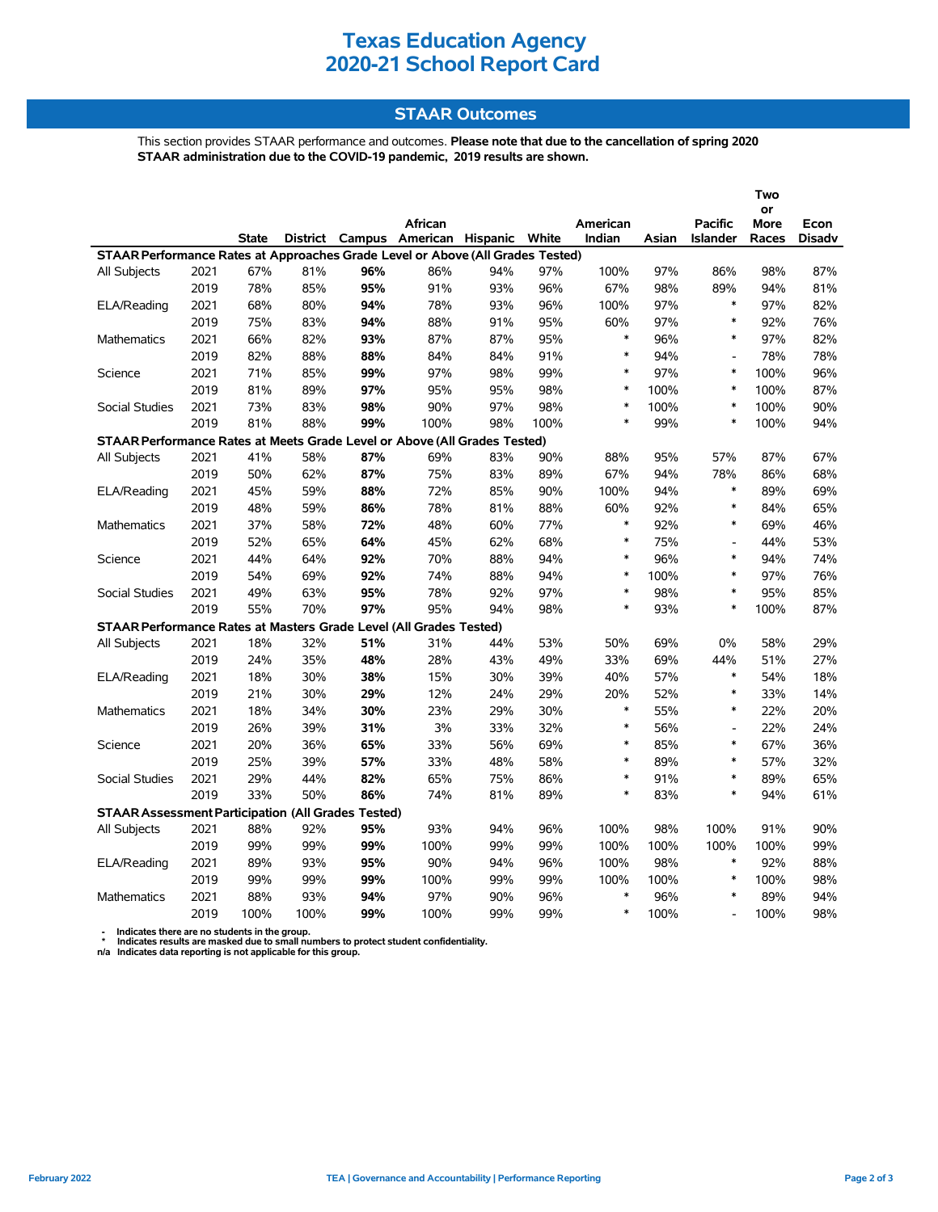# Texas Education Agency
# 2020-21 School Report Card

## STAAR Outcomes

This section provides STAAR performance and outcomes. **Please note that due to the cancellation of spring 2020 STAAR administration due to the COVID-19 pandemic, 2019 results are shown.**

| | | State | District | Campus | African American | Hispanic | White | American Indian | Asian | Pacific Islander | Two or More Races | Econ Disadv |
|---|---|---|---|---|---|---|---|---|---|---|---|---|
| **STAAR Performance Rates at Approaches Grade Level or Above (All Grades Tested)** | | | | | | | | | | | | |
| All Subjects | 2021 | 67% | 81% | **96%** | 86% | 94% | 97% | 100% | 97% | 86% | 98% | 87% |
| | 2019 | 78% | 85% | **95%** | 91% | 93% | 96% | 67% | 98% | 89% | 94% | 81% |
| ELA/Reading | 2021 | 68% | 80% | **94%** | 78% | 93% | 96% | 100% | 97% | * | 97% | 82% |
| | 2019 | 75% | 83% | **94%** | 88% | 91% | 95% | 60% | 97% | * | 92% | 76% |
| Mathematics | 2021 | 66% | 82% | **93%** | 87% | 87% | 95% | * | 96% | * | 97% | 82% |
| | 2019 | 82% | 88% | **88%** | 84% | 84% | 91% | * | 94% | - | 78% | 78% |
| Science | 2021 | 71% | 85% | **99%** | 97% | 98% | 99% | * | 97% | * | 100% | 96% |
| | 2019 | 81% | 89% | **97%** | 95% | 95% | 98% | * | 100% | * | 100% | 87% |
| Social Studies | 2021 | 73% | 83% | **98%** | 90% | 97% | 98% | * | 100% | * | 100% | 90% |
| | 2019 | 81% | 88% | **99%** | 100% | 98% | 100% | * | 99% | * | 100% | 94% |
| **STAAR Performance Rates at Meets Grade Level or Above (All Grades Tested)** | | | | | | | | | | | | |
| All Subjects | 2021 | 41% | 58% | **87%** | 69% | 83% | 90% | 88% | 95% | 57% | 87% | 67% |
| | 2019 | 50% | 62% | **87%** | 75% | 83% | 89% | 67% | 94% | 78% | 86% | 68% |
| ELA/Reading | 2021 | 45% | 59% | **88%** | 72% | 85% | 90% | 100% | 94% | * | 89% | 69% |
| | 2019 | 48% | 59% | **86%** | 78% | 81% | 88% | 60% | 92% | * | 84% | 65% |
| Mathematics | 2021 | 37% | 58% | **72%** | 48% | 60% | 77% | * | 92% | * | 69% | 46% |
| | 2019 | 52% | 65% | **64%** | 45% | 62% | 68% | * | 75% | - | 44% | 53% |
| Science | 2021 | 44% | 64% | **92%** | 70% | 88% | 94% | * | 96% | * | 94% | 74% |
| | 2019 | 54% | 69% | **92%** | 74% | 88% | 94% | * | 100% | * | 97% | 76% |
| Social Studies | 2021 | 49% | 63% | **95%** | 78% | 92% | 97% | * | 98% | * | 95% | 85% |
| | 2019 | 55% | 70% | **97%** | 95% | 94% | 98% | * | 93% | * | 100% | 87% |
| **STAAR Performance Rates at Masters Grade Level (All Grades Tested)** | | | | | | | | | | | | |
| All Subjects | 2021 | 18% | 32% | **51%** | 31% | 44% | 53% | 50% | 69% | 0% | 58% | 29% |
| | 2019 | 24% | 35% | **48%** | 28% | 43% | 49% | 33% | 69% | 44% | 51% | 27% |
| ELA/Reading | 2021 | 18% | 30% | **38%** | 15% | 30% | 39% | 40% | 57% | * | 54% | 18% |
| | 2019 | 21% | 30% | **29%** | 12% | 24% | 29% | 20% | 52% | * | 33% | 14% |
| Mathematics | 2021 | 18% | 34% | **30%** | 23% | 29% | 30% | * | 55% | * | 22% | 20% |
| | 2019 | 26% | 39% | **31%** | 3% | 33% | 32% | * | 56% | - | 22% | 24% |
| Science | 2021 | 20% | 36% | **65%** | 33% | 56% | 69% | * | 85% | * | 67% | 36% |
| | 2019 | 25% | 39% | **57%** | 33% | 48% | 58% | * | 89% | * | 57% | 32% |
| Social Studies | 2021 | 29% | 44% | **82%** | 65% | 75% | 86% | * | 91% | * | 89% | 65% |
| | 2019 | 33% | 50% | **86%** | 74% | 81% | 89% | * | 83% | * | 94% | 61% |
| **STAAR Assessment Participation (All Grades Tested)** | | | | | | | | | | | | |
| All Subjects | 2021 | 88% | 92% | **95%** | 93% | 94% | 96% | 100% | 98% | 100% | 91% | 90% |
| | 2019 | 99% | 99% | **99%** | 100% | 99% | 99% | 100% | 100% | 100% | 100% | 99% |
| ELA/Reading | 2021 | 89% | 93% | **95%** | 90% | 94% | 96% | 100% | 98% | * | 92% | 88% |
| | 2019 | 99% | 99% | **99%** | 100% | 99% | 99% | 100% | 100% | * | 100% | 98% |
| Mathematics | 2021 | 88% | 93% | **94%** | 97% | 90% | 96% | * | 96% | * | 89% | 94% |
| | 2019 | 100% | 100% | **99%** | 100% | 99% | 99% | * | 100% | - | 100% | 98% |

- '-' Indicates there are no students in the group.
- '*' Indicates results are masked due to small numbers to protect student confidentiality.
- n/a Indicates data reporting is not applicable for this group.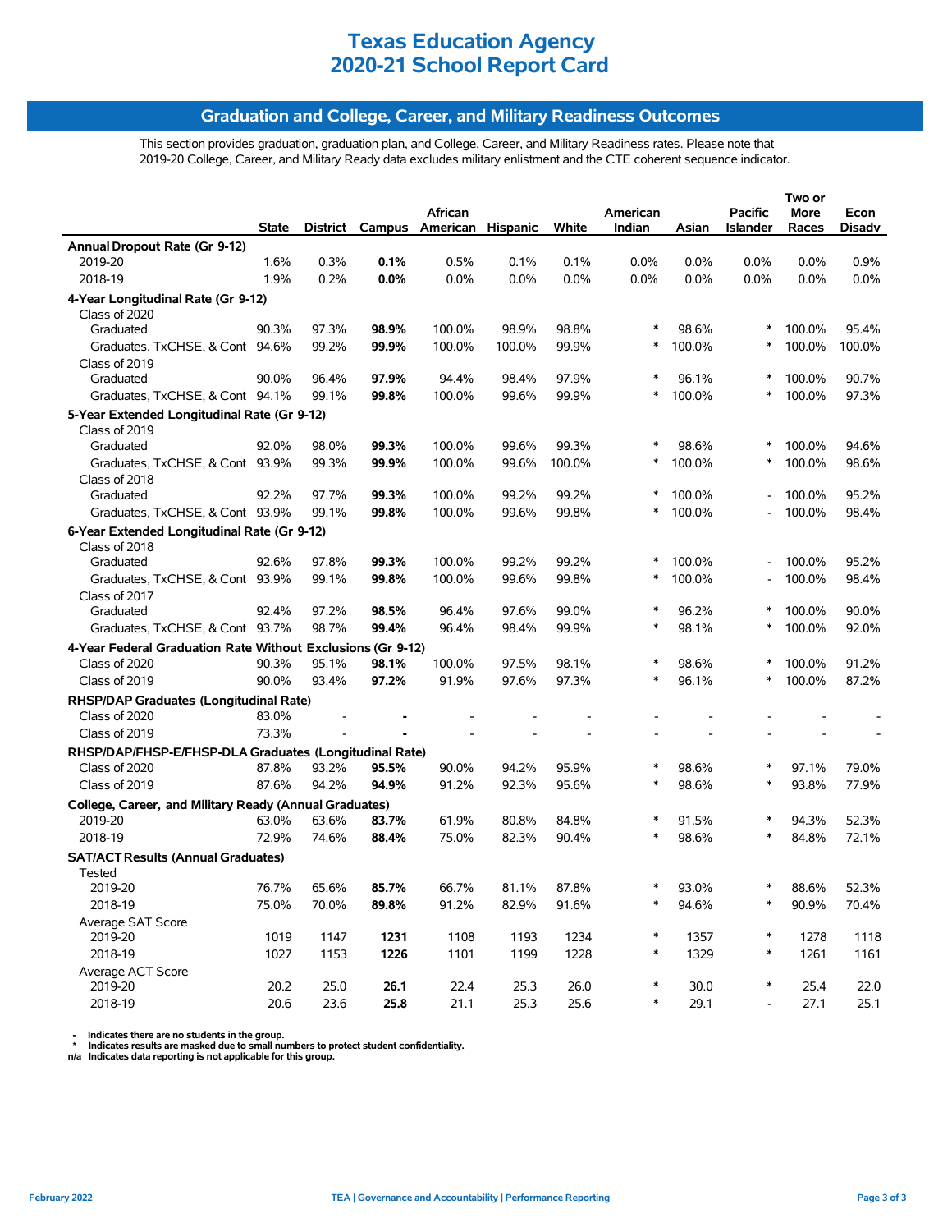# Texas Education Agency
# 2020-21 School Report Card

## Graduation and College, Career, and Military Readiness Outcomes

This section provides graduation, graduation plan, and College, Career, and Military Readiness rates. Please note that 2019-20 College, Career, and Military Ready data excludes military enlistment and the CTE coherent sequence indicator.

| | State | District | Campus | African American | Hispanic | White | American Indian | Asian | Pacific Islander | Two or More Races | Econ Disadv |
|---|---|---|---|---|---|---|---|---|---|---|---|
| **Annual Dropout Rate (Gr 9-12)** | | | | | | | | | | | |
| 2019-20 | 1.6% | 0.3% | **0.1%** | 0.5% | 0.1% | 0.1% | 0.0% | 0.0% | 0.0% | 0.0% | 0.9% |
| 2018-19 | 1.9% | 0.2% | **0.0%** | 0.0% | 0.0% | 0.0% | 0.0% | 0.0% | 0.0% | 0.0% | 0.0% |
| **4-Year Longitudinal Rate (Gr 9-12)** | | | | | | | | | | | |
| Class of 2020 | | | | | | | | | | | |
| Graduated | 90.3% | 97.3% | **98.9%** | 100.0% | 98.9% | 98.8% | * | 98.6% | * | 100.0% | 95.4% |
| Graduates, TxCHSE, & Cont | 94.6% | 99.2% | **99.9%** | 100.0% | 100.0% | 99.9% | * | 100.0% | * | 100.0% | 100.0% |
| Class of 2019 | | | | | | | | | | | |
| Graduated | 90.0% | 96.4% | **97.9%** | 94.4% | 98.4% | 97.9% | * | 96.1% | * | 100.0% | 90.7% |
| Graduates, TxCHSE, & Cont | 94.1% | 99.1% | **99.8%** | 100.0% | 99.6% | 99.9% | * | 100.0% | * | 100.0% | 97.3% |
| **5-Year Extended Longitudinal Rate (Gr 9-12)** | | | | | | | | | | | |
| Class of 2019 | | | | | | | | | | | |
| Graduated | 92.0% | 98.0% | **99.3%** | 100.0% | 99.6% | 99.3% | * | 98.6% | * | 100.0% | 94.6% |
| Graduates, TxCHSE, & Cont | 93.9% | 99.3% | **99.9%** | 100.0% | 99.6% | 100.0% | * | 100.0% | * | 100.0% | 98.6% |
| Class of 2018 | | | | | | | | | | | |
| Graduated | 92.2% | 97.7% | **99.3%** | 100.0% | 99.2% | 99.2% | * | 100.0% | - | 100.0% | 95.2% |
| Graduates, TxCHSE, & Cont | 93.9% | 99.1% | **99.8%** | 100.0% | 99.6% | 99.8% | * | 100.0% | - | 100.0% | 98.4% |
| **6-Year Extended Longitudinal Rate (Gr 9-12)** | | | | | | | | | | | |
| Class of 2018 | | | | | | | | | | | |
| Graduated | 92.6% | 97.8% | **99.3%** | 100.0% | 99.2% | 99.2% | * | 100.0% | - | 100.0% | 95.2% |
| Graduates, TxCHSE, & Cont | 93.9% | 99.1% | **99.8%** | 100.0% | 99.6% | 99.8% | * | 100.0% | - | 100.0% | 98.4% |
| Class of 2017 | | | | | | | | | | | |
| Graduated | 92.4% | 97.2% | **98.5%** | 96.4% | 97.6% | 99.0% | * | 96.2% | * | 100.0% | 90.0% |
| Graduates, TxCHSE, & Cont | 93.7% | 98.7% | **99.4%** | 96.4% | 98.4% | 99.9% | * | 98.1% | * | 100.0% | 92.0% |
| **4-Year Federal Graduation Rate Without Exclusions (Gr 9-12)** | | | | | | | | | | | |
| Class of 2020 | 90.3% | 95.1% | **98.1%** | 100.0% | 97.5% | 98.1% | * | 98.6% | * | 100.0% | 91.2% |
| Class of 2019 | 90.0% | 93.4% | **97.2%** | 91.9% | 97.6% | 97.3% | * | 96.1% | * | 100.0% | 87.2% |
| **RHSP/DAP Graduates (Longitudinal Rate)** | | | | | | | | | | | |
| Class of 2020 | 83.0% | - | **-** | - | - | - | - | - | - | - | - |
| Class of 2019 | 73.3% | - | **-** | - | - | - | - | - | - | - | - |
| **RHSP/DAP/FHSP-E/FHSP-DLA Graduates (Longitudinal Rate)** | | | | | | | | | | | |
| Class of 2020 | 87.8% | 93.2% | **95.5%** | 90.0% | 94.2% | 95.9% | * | 98.6% | * | 97.1% | 79.0% |
| Class of 2019 | 87.6% | 94.2% | **94.9%** | 91.2% | 92.3% | 95.6% | * | 98.6% | * | 93.8% | 77.9% |
| **College, Career, and Military Ready (Annual Graduates)** | | | | | | | | | | | |
| 2019-20 | 63.0% | 63.6% | **83.7%** | 61.9% | 80.8% | 84.8% | * | 91.5% | * | 94.3% | 52.3% |
| 2018-19 | 72.9% | 74.6% | **88.4%** | 75.0% | 82.3% | 90.4% | * | 98.6% | * | 84.8% | 72.1% |
| **SAT/ACT Results (Annual Graduates)** | | | | | | | | | | | |
| Tested | | | | | | | | | | | |
| 2019-20 | 76.7% | 65.6% | **85.7%** | 66.7% | 81.1% | 87.8% | * | 93.0% | * | 88.6% | 52.3% |
| 2018-19 | 75.0% | 70.0% | **89.8%** | 91.2% | 82.9% | 91.6% | * | 94.6% | * | 90.9% | 70.4% |
| Average SAT Score | | | | | | | | | | | |
| 2019-20 | 1019 | 1147 | **1231** | 1108 | 1193 | 1234 | * | 1357 | * | 1278 | 1118 |
| 2018-19 | 1027 | 1153 | **1226** | 1101 | 1199 | 1228 | * | 1329 | * | 1261 | 1161 |
| Average ACT Score | | | | | | | | | | | |
| 2019-20 | 20.2 | 25.0 | **26.1** | 22.4 | 25.3 | 26.0 | * | 30.0 | * | 25.4 | 22.0 |
| 2018-19 | 20.6 | 23.6 | **25.8** | 21.1 | 25.3 | 25.6 | * | 29.1 | - | 27.1 | 25.1 |

**-** Indicates there are no students in the group.
**\*** Indicates results are masked due to small numbers to protect student confidentiality.
**n/a** Indicates data reporting is not applicable for this group.